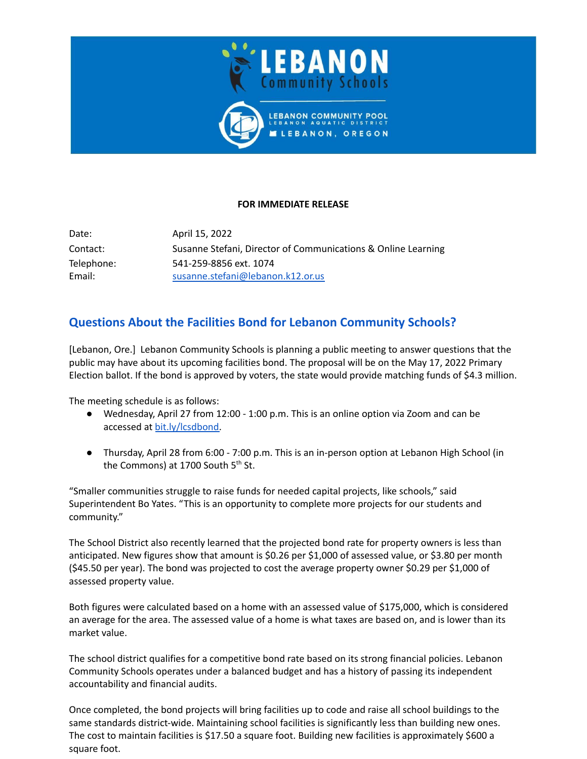**FOR IMMEDIATE RELEASE**

| | |
|---|---|
| Date: | April 15, 2022 |
| Contact: | Susanne Stefani, Director of Communications & Online Learning |
| Telephone: | 541-259-8856 ext. 1074 |
| Email: | susanne.stefani@lebanon.k12.or.us |

## Questions About the Facilities Bond for Lebanon Community Schools?

[Lebanon, Ore.] Lebanon Community Schools is planning a public meeting to answer questions that the public may have about its upcoming facilities bond. The proposal will be on the May 17, 2022 Primary Election ballot. If the bond is approved by voters, the state would provide matching funds of $4.3 million.

The meeting schedule is as follows:

- Wednesday, April 27 from 12:00 - 1:00 p.m. This is an online option via Zoom and can be accessed at bit.ly/lcsdbond.
- Thursday, April 28 from 6:00 - 7:00 p.m. This is an in-person option at Lebanon High School (in the Commons) at 1700 South 5th St.

"Smaller communities struggle to raise funds for needed capital projects, like schools," said Superintendent Bo Yates. "This is an opportunity to complete more projects for our students and community."

The School District also recently learned that the projected bond rate for property owners is less than anticipated. New figures show that amount is $0.26 per $1,000 of assessed value, or $3.80 per month ($45.50 per year). The bond was projected to cost the average property owner $0.29 per $1,000 of assessed property value.

Both figures were calculated based on a home with an assessed value of $175,000, which is considered an average for the area. The assessed value of a home is what taxes are based on, and is lower than its market value.

The school district qualifies for a competitive bond rate based on its strong financial policies. Lebanon Community Schools operates under a balanced budget and has a history of passing its independent accountability and financial audits.

Once completed, the bond projects will bring facilities up to code and raise all school buildings to the same standards district-wide. Maintaining school facilities is significantly less than building new ones. The cost to maintain facilities is $17.50 a square foot. Building new facilities is approximately $600 a square foot.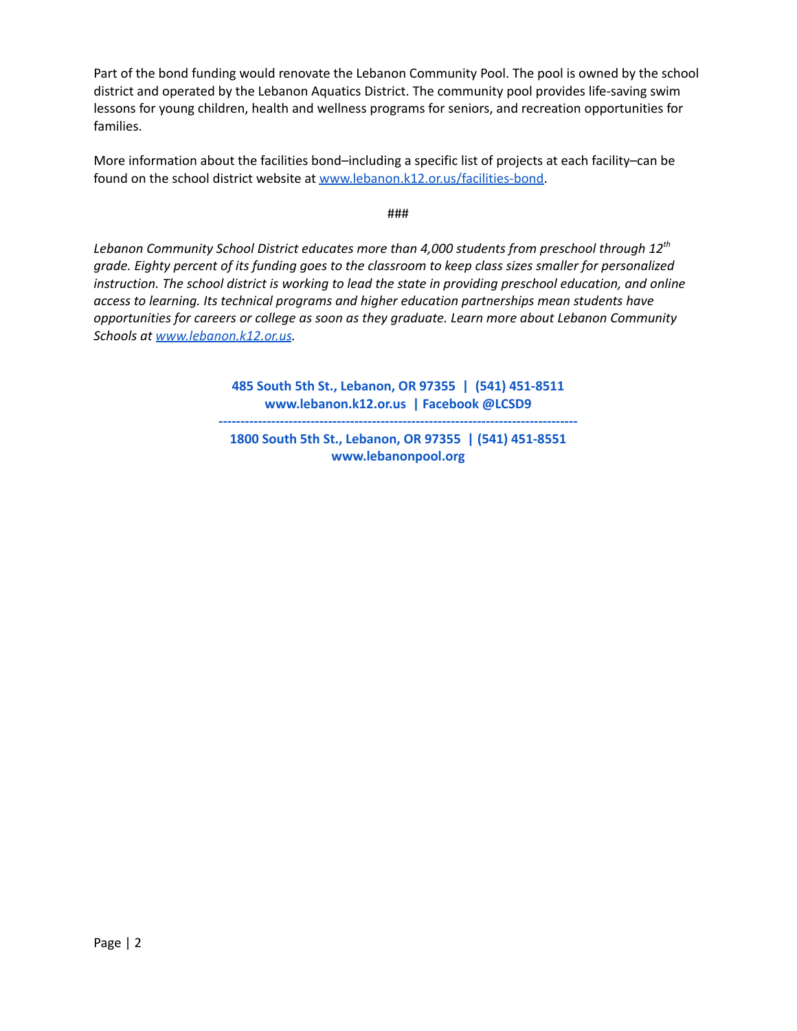Part of the bond funding would renovate the Lebanon Community Pool. The pool is owned by the school district and operated by the Lebanon Aquatics District. The community pool provides life-saving swim lessons for young children, health and wellness programs for seniors, and recreation opportunities for families.

More information about the facilities bond–including a specific list of projects at each facility–can be found on the school district website at [www.lebanon.k12.or.us/facilities-bond](www.lebanon.k12.or.us/facilities-bond).

###

*Lebanon Community School District educates more than 4,000 students from preschool through 12th grade. Eighty percent of its funding goes to the classroom to keep class sizes smaller for personalized instruction. The school district is working to lead the state in providing preschool education, and online access to learning. Its technical programs and higher education partnerships mean students have opportunities for careers or college as soon as they graduate. Learn more about Lebanon Community Schools at [www.lebanon.k12.or.us](www.lebanon.k12.or.us).*

**485 South 5th St., Lebanon, OR 97355 | (541) 451-8511**
**www.lebanon.k12.or.us | Facebook @LCSD9**

**--------------------------------------------------------------------------------**

**1800 South 5th St., Lebanon, OR 97355 | (541) 451-8551**
**www.lebanonpool.org**